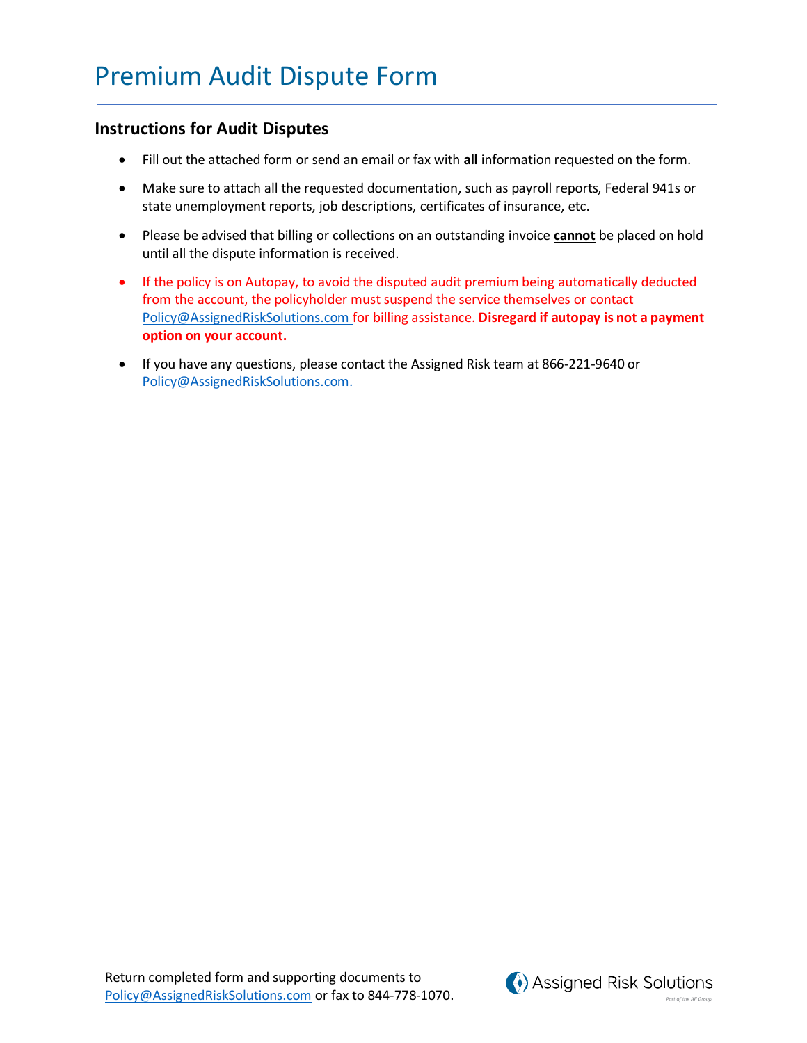# Premium Audit Dispute Form

## Instructions for Audit Disputes

- Fill out the attached form or send an email or fax with **all** information requested on the form.
- Make sure to attach all the requested documentation, such as payroll reports, Federal 941s or state unemployment reports, job descriptions, certificates of insurance, etc.
- Please be advised that billing or collections on an outstanding invoice **cannot** be placed on hold until all the dispute information is received.
- If the policy is on Autopay, to avoid the disputed audit premium being automatically deducted from the account, the policyholder must suspend the service themselves or contact Policy@AssignedRiskSolutions.com for billing assistance. **Disregard if autopay is not a payment option on your account.**
- If you have any questions, please contact the Assigned Risk team at 866-221-9640 or Policy@AssignedRiskSolutions.com.

Return completed form and supporting documents to Policy@AssignedRiskSolutions.com or fax to 844-778-1070.

Assigned Risk Solutions
Part of the AF Group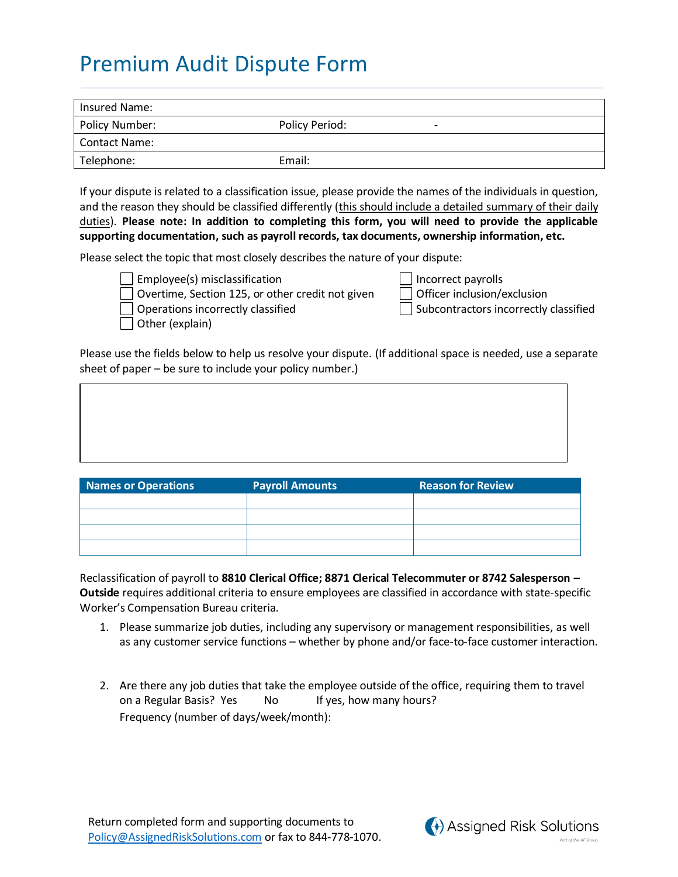# Premium Audit Dispute Form

| Insured Name: | | |
|---|---|---|
| Policy Number: | Policy Period: | - |
| Contact Name: | | |
| Telephone: | Email: | |

If your dispute is related to a classification issue, please provide the names of the individuals in question, and the reason they should be classified differently (this should include a detailed summary of their daily duties). **Please note: In addition to completing this form, you will need to provide the applicable supporting documentation, such as payroll records, tax documents, ownership information, etc.**

Please select the topic that most closely describes the nature of your dispute:

- ☐ Employee(s) misclassification
- ☐ Overtime, Section 125, or other credit not given
- ☐ Operations incorrectly classified
- ☐ Other (explain)
- ☐ Incorrect payrolls
- ☐ Officer inclusion/exclusion
- ☐ Subcontractors incorrectly classified

Please use the fields below to help us resolve your dispute. (If additional space is needed, use a separate sheet of paper – be sure to include your policy number.)

| Names or Operations | Payroll Amounts | Reason for Review |
|---|---|---|
| | | |
| | | |
| | | |
| | | |

Reclassification of payroll to **8810 Clerical Office; 8871 Clerical Telecommuter or 8742 Salesperson – Outside** requires additional criteria to ensure employees are classified in accordance with state-specific Worker's Compensation Bureau criteria.

1. Please summarize job duties, including any supervisory or management responsibilities, as well as any customer service functions – whether by phone and/or face-to-face customer interaction.

2. Are there any job duties that take the employee outside of the office, requiring them to travel on a Regular Basis? Yes No If yes, how many hours?
   Frequency (number of days/week/month):

Return completed form and supporting documents to Policy@AssignedRiskSolutions.com or fax to 844-778-1070.

Assigned Risk Solutions
Part of the AF Group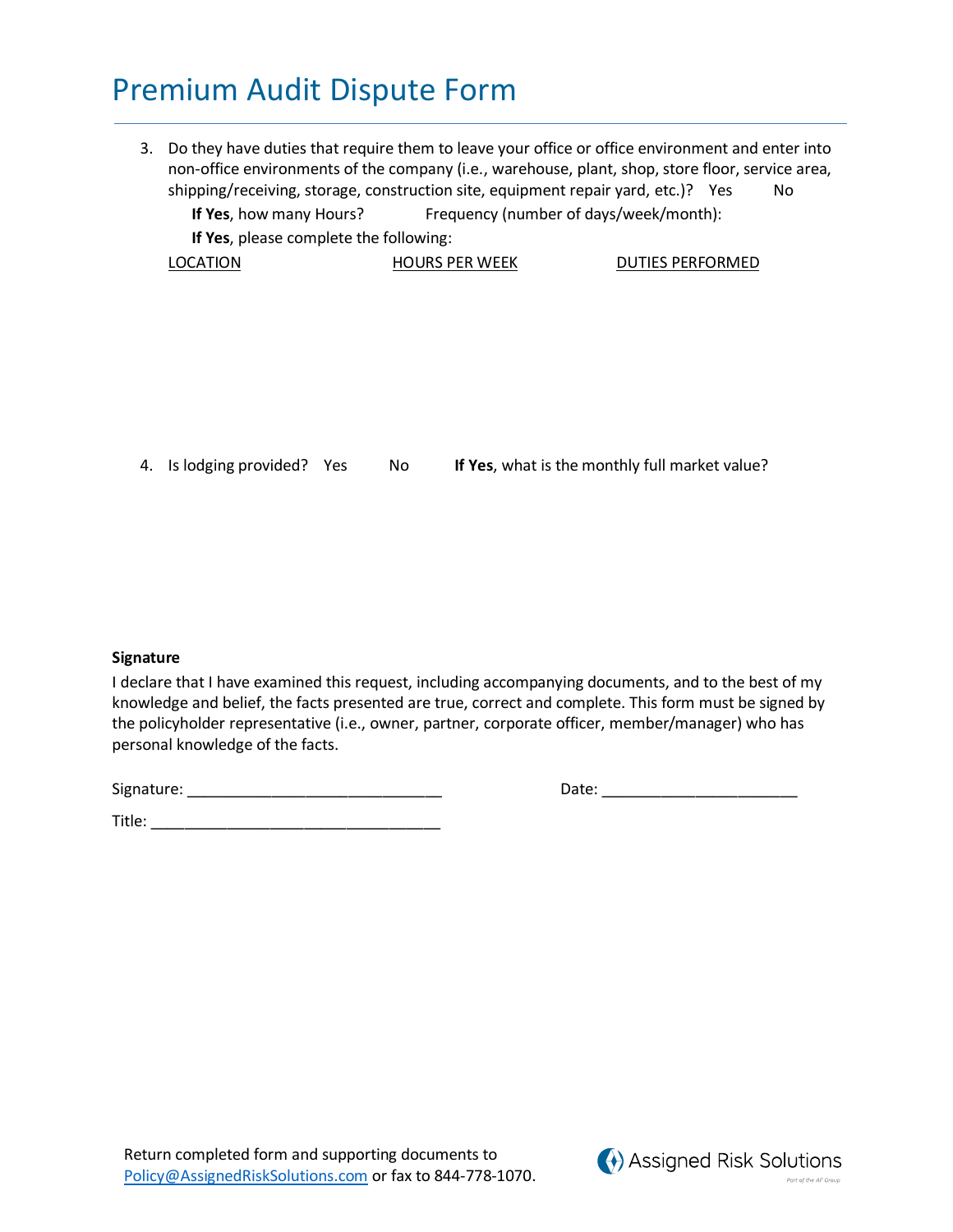# Premium Audit Dispute Form

3. Do they have duties that require them to leave your office or office environment and enter into non-office environments of the company (i.e., warehouse, plant, shop, store floor, service area, shipping/receiving, storage, construction site, equipment repair yard, etc.)? Yes No

   **If Yes**, how many Hours? Frequency (number of days/week/month):

   **If Yes**, please complete the following:

   | LOCATION | HOURS PER WEEK | DUTIES PERFORMED |
   |---|---|---|
   | | | |

4. Is lodging provided? Yes No **If Yes**, what is the monthly full market value?

**Signature**

I declare that I have examined this request, including accompanying documents, and to the best of my knowledge and belief, the facts presented are true, correct and complete. This form must be signed by the policyholder representative (i.e., owner, partner, corporate officer, member/manager) who has personal knowledge of the facts.

Signature: ______________________________ Date: ______________________

Title: _________________________________

Return completed form and supporting documents to Policy@AssignedRiskSolutions.com or fax to 844-778-1070.

Assigned Risk Solutions
Part of the AF Group